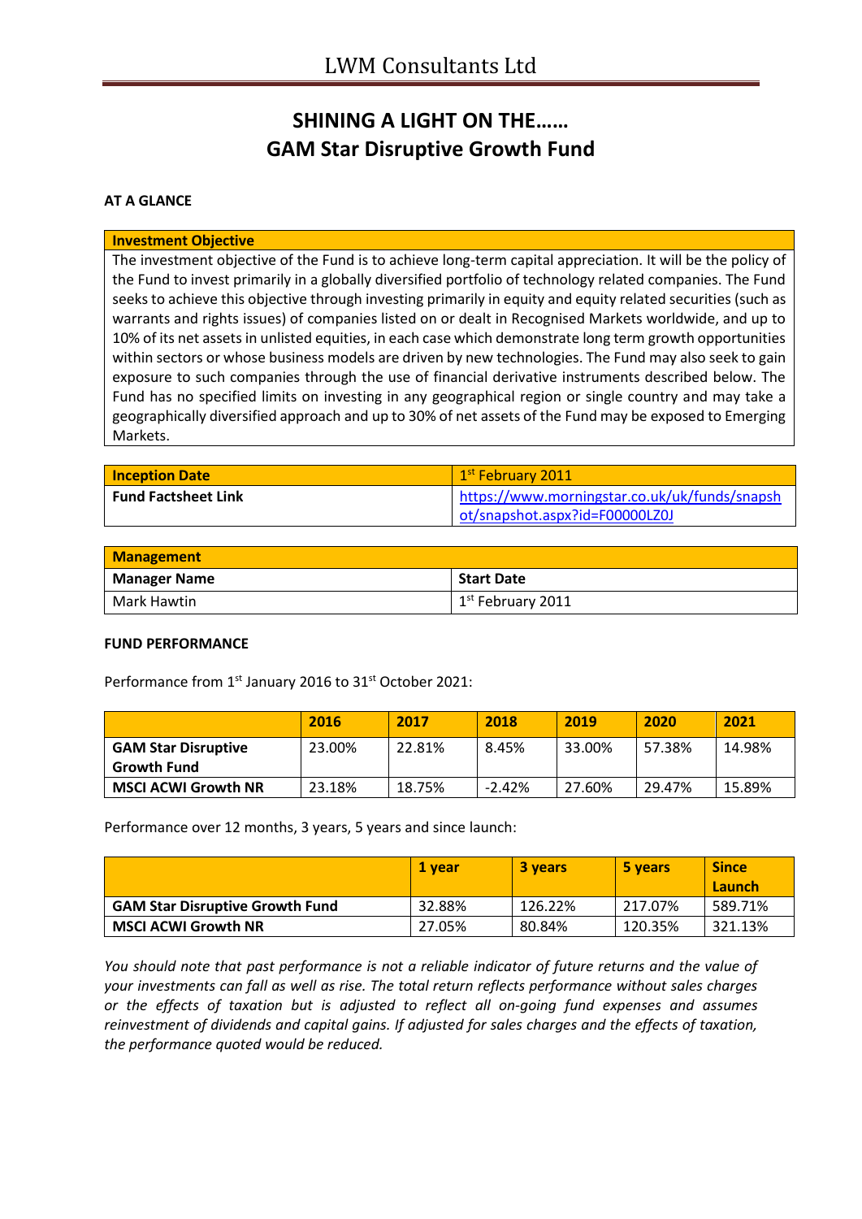# LWM Consultants Ltd

## SHINING A LIGHT ON THE……
## GAM Star Disruptive Growth Fund

**AT A GLANCE**

| **Investment Objective** |
|---|
| The investment objective of the Fund is to achieve long-term capital appreciation. It will be the policy of the Fund to invest primarily in a globally diversified portfolio of technology related companies. The Fund seeks to achieve this objective through investing primarily in equity and equity related securities (such as warrants and rights issues) of companies listed on or dealt in Recognised Markets worldwide, and up to 10% of its net assets in unlisted equities, in each case which demonstrate long term growth opportunities within sectors or whose business models are driven by new technologies. The Fund may also seek to gain exposure to such companies through the use of financial derivative instruments described below. The Fund has no specified limits on investing in any geographical region or single country and may take a geographically diversified approach and up to 30% of net assets of the Fund may be exposed to Emerging Markets. |

| **Inception Date** | 1st February 2011 |
|---|---|
| **Fund Factsheet Link** | https://www.morningstar.co.uk/uk/funds/snapshot/snapshot.aspx?id=F00000LZ0J |

| **Management** | |
|---|---|
| **Manager Name** | **Start Date** |
| Mark Hawtin | 1st February 2011 |

**FUND PERFORMANCE**

Performance from 1st January 2016 to 31st October 2021:

| | 2016 | 2017 | 2018 | 2019 | 2020 | 2021 |
|---|---|---|---|---|---|---|
| **GAM Star Disruptive Growth Fund** | 23.00% | 22.81% | 8.45% | 33.00% | 57.38% | 14.98% |
| **MSCI ACWI Growth NR** | 23.18% | 18.75% | -2.42% | 27.60% | 29.47% | 15.89% |

Performance over 12 months, 3 years, 5 years and since launch:

| | 1 year | 3 years | 5 years | Since Launch |
|---|---|---|---|---|
| **GAM Star Disruptive Growth Fund** | 32.88% | 126.22% | 217.07% | 589.71% |
| **MSCI ACWI Growth NR** | 27.05% | 80.84% | 120.35% | 321.13% |

*You should note that past performance is not a reliable indicator of future returns and the value of your investments can fall as well as rise. The total return reflects performance without sales charges or the effects of taxation but is adjusted to reflect all on-going fund expenses and assumes reinvestment of dividends and capital gains. If adjusted for sales charges and the effects of taxation, the performance quoted would be reduced.*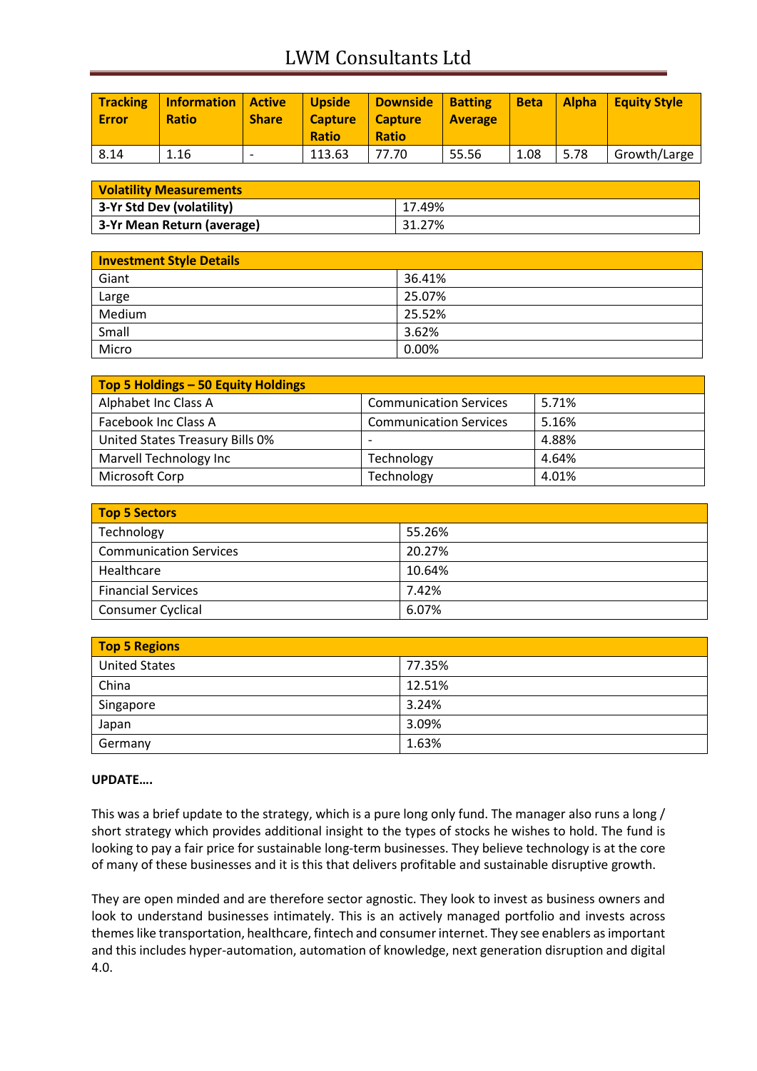| Tracking Error | Information Ratio | Active Share | Upside Capture Ratio | Downside Capture Ratio | Batting Average | Beta | Alpha | Equity Style |
|---|---|---|---|---|---|---|---|---|
| 8.14 | 1.16 | - | 113.63 | 77.70 | 55.56 | 1.08 | 5.78 | Growth/Large |

| Volatility Measurements | |
|---|---|
| **3-Yr Std Dev (volatility)** | 17.49% |
| **3-Yr Mean Return (average)** | 31.27% |

| Investment Style Details | |
|---|---|
| Giant | 36.41% |
| Large | 25.07% |
| Medium | 25.52% |
| Small | 3.62% |
| Micro | 0.00% |

| Top 5 Holdings – 50 Equity Holdings | | |
|---|---|---|
| Alphabet Inc Class A | Communication Services | 5.71% |
| Facebook Inc Class A | Communication Services | 5.16% |
| United States Treasury Bills 0% | - | 4.88% |
| Marvell Technology Inc | Technology | 4.64% |
| Microsoft Corp | Technology | 4.01% |

| Top 5 Sectors | |
|---|---|
| Technology | 55.26% |
| Communication Services | 20.27% |
| Healthcare | 10.64% |
| Financial Services | 7.42% |
| Consumer Cyclical | 6.07% |

| Top 5 Regions | |
|---|---|
| United States | 77.35% |
| China | 12.51% |
| Singapore | 3.24% |
| Japan | 3.09% |
| Germany | 1.63% |

**UPDATE….**

This was a brief update to the strategy, which is a pure long only fund. The manager also runs a long / short strategy which provides additional insight to the types of stocks he wishes to hold. The fund is looking to pay a fair price for sustainable long-term businesses. They believe technology is at the core of many of these businesses and it is this that delivers profitable and sustainable disruptive growth.

They are open minded and are therefore sector agnostic. They look to invest as business owners and look to understand businesses intimately. This is an actively managed portfolio and invests across themes like transportation, healthcare, fintech and consumer internet. They see enablers as important and this includes hyper-automation, automation of knowledge, next generation disruption and digital 4.0.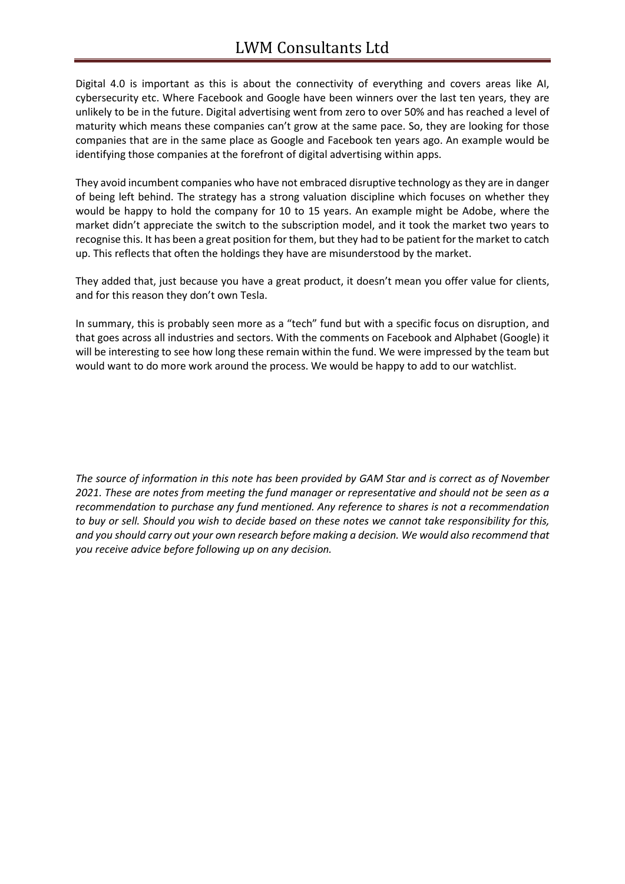Digital 4.0 is important as this is about the connectivity of everything and covers areas like AI, cybersecurity etc. Where Facebook and Google have been winners over the last ten years, they are unlikely to be in the future. Digital advertising went from zero to over 50% and has reached a level of maturity which means these companies can't grow at the same pace. So, they are looking for those companies that are in the same place as Google and Facebook ten years ago. An example would be identifying those companies at the forefront of digital advertising within apps.

They avoid incumbent companies who have not embraced disruptive technology as they are in danger of being left behind. The strategy has a strong valuation discipline which focuses on whether they would be happy to hold the company for 10 to 15 years. An example might be Adobe, where the market didn't appreciate the switch to the subscription model, and it took the market two years to recognise this. It has been a great position for them, but they had to be patient for the market to catch up. This reflects that often the holdings they have are misunderstood by the market.

They added that, just because you have a great product, it doesn't mean you offer value for clients, and for this reason they don't own Tesla.

In summary, this is probably seen more as a "tech" fund but with a specific focus on disruption, and that goes across all industries and sectors. With the comments on Facebook and Alphabet (Google) it will be interesting to see how long these remain within the fund. We were impressed by the team but would want to do more work around the process. We would be happy to add to our watchlist.

*The source of information in this note has been provided by GAM Star and is correct as of November 2021. These are notes from meeting the fund manager or representative and should not be seen as a recommendation to purchase any fund mentioned. Any reference to shares is not a recommendation to buy or sell. Should you wish to decide based on these notes we cannot take responsibility for this, and you should carry out your own research before making a decision. We would also recommend that you receive advice before following up on any decision.*